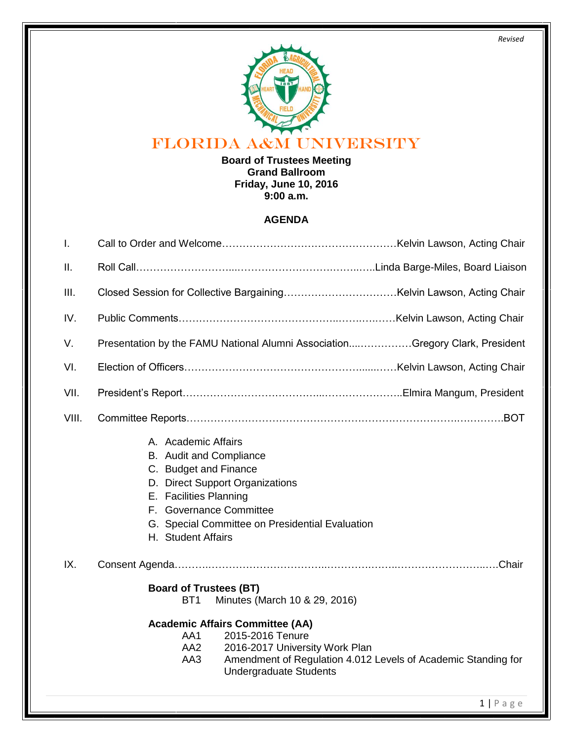*Revised*

# FLORIDA A&M UNIVERSITY

**Board of Trustees Meeting**
**Grand Ballroom**
**Friday, June 10, 2016**
**9:00 a.m.**

## AGENDA

I. Call to Order and Welcome……………………………………………Kelvin Lawson, Acting Chair

II. Roll Call………………………...…………………………………..…..Linda Barge-Miles, Board Liaison

III. Closed Session for Collective Bargaining……………………………Kelvin Lawson, Acting Chair

IV. Public Comments……………………………………..…….…..……Kelvin Lawson, Acting Chair

V. Presentation by the FAMU National Alumni Association....……………Gregory Clark, President

VI. Election of Officers……………………………………………......……Kelvin Lawson, Acting Chair

VII. President's Report………………………………...…………………..Elmira Mangum, President

VIII. Committee Reports………………………………………………………………….………….BOT

   A. Academic Affairs
   B. Audit and Compliance
   C. Budget and Finance
   D. Direct Support Organizations
   E. Facilities Planning
   F. Governance Committee
   G. Special Committee on Presidential Evaluation
   H. Student Affairs

IX. Consent Agenda……….……………………….....……….……..…………………..….Chair

**Board of Trustees (BT)**

BT1 Minutes (March 10 & 29, 2016)

**Academic Affairs Committee (AA)**

AA1 2015-2016 Tenure
AA2 2016-2017 University Work Plan
AA3 Amendment of Regulation 4.012 Levels of Academic Standing for Undergraduate Students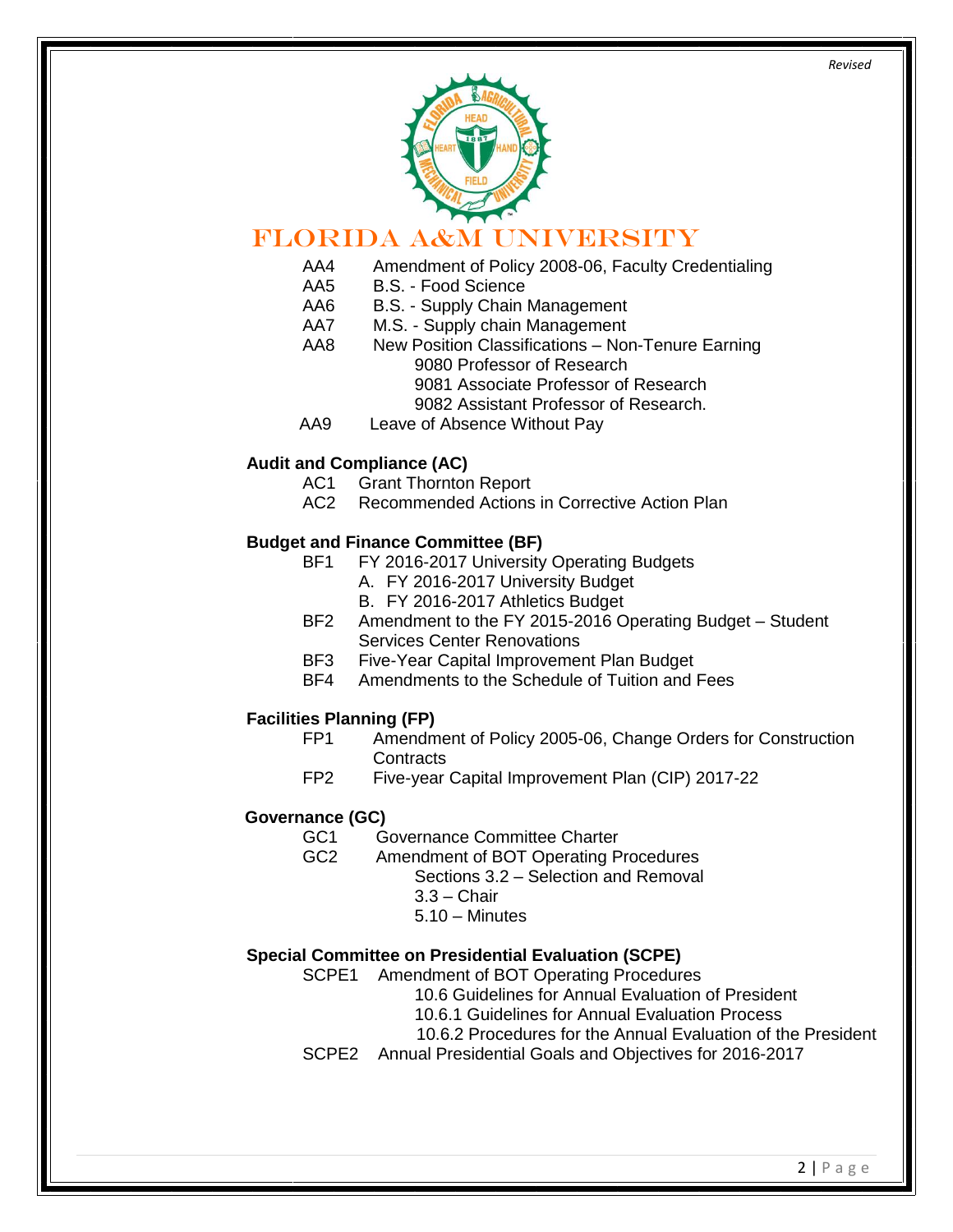*Revised*

# FLORIDA A&M UNIVERSITY

- AA4 Amendment of Policy 2008-06, Faculty Credentialing
- AA5 B.S. - Food Science
- AA6 B.S. - Supply Chain Management
- AA7 M.S. - Supply chain Management
- AA8 New Position Classifications – Non-Tenure Earning
  - 9080 Professor of Research
  - 9081 Associate Professor of Research
  - 9082 Assistant Professor of Research.
- AA9 Leave of Absence Without Pay

**Audit and Compliance (AC)**

- AC1 Grant Thornton Report
- AC2 Recommended Actions in Corrective Action Plan

**Budget and Finance Committee (BF)**

- BF1 FY 2016-2017 University Operating Budgets
  - A. FY 2016-2017 University Budget
  - B. FY 2016-2017 Athletics Budget
- BF2 Amendment to the FY 2015-2016 Operating Budget – Student Services Center Renovations
- BF3 Five-Year Capital Improvement Plan Budget
- BF4 Amendments to the Schedule of Tuition and Fees

**Facilities Planning (FP)**

- FP1 Amendment of Policy 2005-06, Change Orders for Construction Contracts
- FP2 Five-year Capital Improvement Plan (CIP) 2017-22

**Governance (GC)**

- GC1 Governance Committee Charter
- GC2 Amendment of BOT Operating Procedures
  - Sections 3.2 – Selection and Removal
  - 3.3 – Chair
  - 5.10 – Minutes

**Special Committee on Presidential Evaluation (SCPE)**

- SCPE1 Amendment of BOT Operating Procedures
  - 10.6 Guidelines for Annual Evaluation of President
  - 10.6.1 Guidelines for Annual Evaluation Process
  - 10.6.2 Procedures for the Annual Evaluation of the President
- SCPE2 Annual Presidential Goals and Objectives for 2016-2017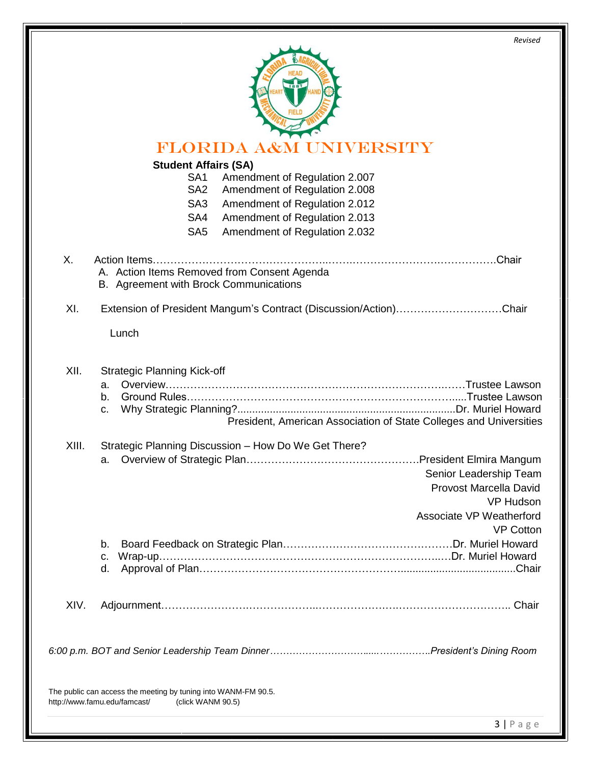*Revised*

# FLORIDA A&M UNIVERSITY

**Student Affairs (SA)**

- SA1 Amendment of Regulation 2.007
- SA2 Amendment of Regulation 2.008
- SA3 Amendment of Regulation 2.012
- SA4 Amendment of Regulation 2.013
- SA5 Amendment of Regulation 2.032

X. Action Items……………………………………………………………………………………Chair
- A. Action Items Removed from Consent Agenda
- B. Agreement with Brock Communications

XI. Extension of President Mangum's Contract (Discussion/Action)…………………………Chair

Lunch

XII. Strategic Planning Kick-off
- a. Overview…………………………………………………………………………Trustee Lawson
- b. Ground Rules……………………………………………………………………Trustee Lawson
- c. Why Strategic Planning?..........................................................................Dr. Muriel Howard
  President, American Association of State Colleges and Universities

XIII. Strategic Planning Discussion – How Do We Get There?
- a. Overview of Strategic Plan…………………………………………President Elmira Mangum
  Senior Leadership Team
  Provost Marcella David
  VP Hudson
  Associate VP Weatherford
  VP Cotton
- b. Board Feedback on Strategic Plan…………………………………………Dr. Muriel Howard
- c. Wrap-up…………………………………………………………………………Dr. Muriel Howard
- d. Approval of Plan………………………………………………………………………………Chair

XIV. Adjournment…………………………………………………………………………………… Chair

*6:00 p.m. BOT and Senior Leadership Team Dinner……………………………………President's Dining Room*

The public can access the meeting by tuning into WANM-FM 90.5.
http://www.famu.edu/famcast/ (click WANM 90.5)